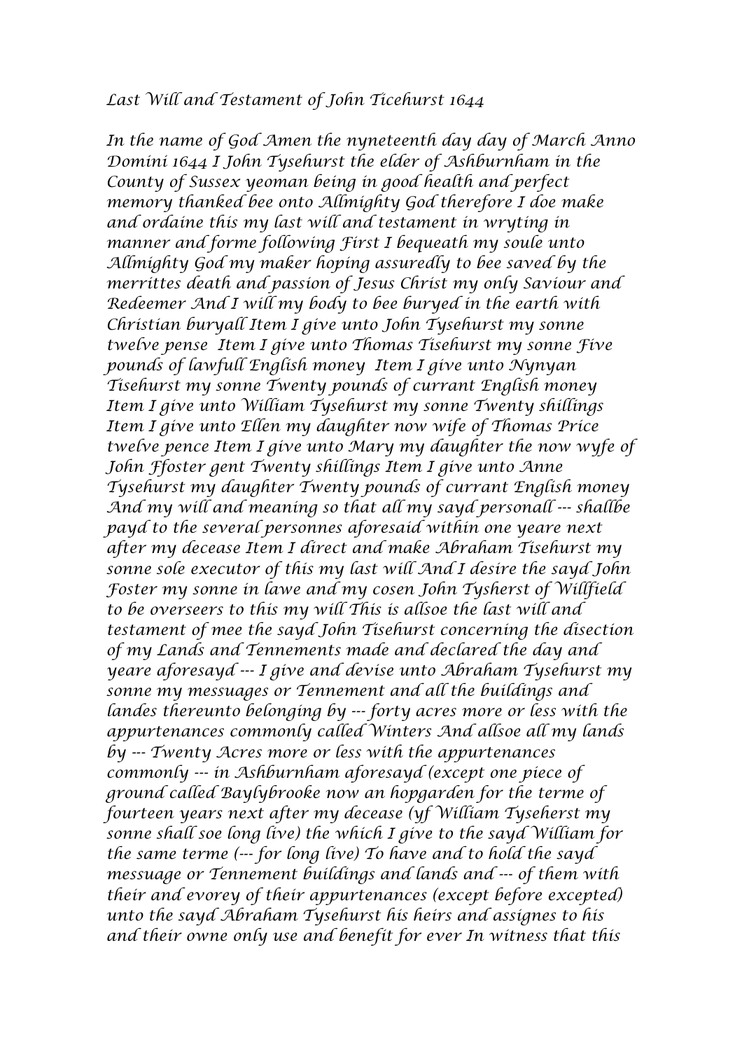*Last Will and Testament of John Ticehurst 1644*

*In the name of God Amen the nyneteenth day day of March Anno Domini 1644 I John Tysehurst the elder of Ashburnham in the County of Sussex yeoman being in good health and perfect memory thanked bee onto Allmighty God therefore I doe make and ordaine this my last will and testament in wryting in manner and forme following First I bequeath my soule unto Allmighty God my maker hoping assuredly to bee saved by the merrittes death and passion of Jesus Christ my only Saviour and Redeemer And I will my body to bee buryed in the earth with Christian buryall Item I give unto John Tysehurst my sonne twelve pense Item I give unto Thomas Tisehurst my sonne Five pounds of lawfull English money Item I give unto Nynyan Tisehurst my sonne Twenty pounds of currant English money Item I give unto William Tysehurst my sonne Twenty shillings Item I give unto Ellen my daughter now wife of Thomas Price twelve pence Item I give unto Mary my daughter the now wyfe of John Ffoster gent Twenty shillings Item I give unto Anne Tysehurst my daughter Twenty pounds of currant English money And my will and meaning so that all my sayd personall --- shallbe payd to the several personnes aforesaid within one yeare next after my decease Item I direct and make Abraham Tisehurst my sonne sole executor of this my last will And I desire the sayd John Foster my sonne in lawe and my cosen John Tysherst of Willfield to be overseers to this my will This is allsoe the last will and testament of mee the sayd John Tisehurst concerning the disection of my Lands and Tennements made and declared the day and yeare aforesayd --- I give and devise unto Abraham Tysehurst my sonne my messuages or Tennement and all the buildings and landes thereunto belonging by --- forty acres more or less with the appurtenances commonly called Winters And allsoe all my lands by --- Twenty Acres more or less with the appurtenances commonly --- in Ashburnham aforesayd (except one piece of ground called Baylybrooke now an hopgarden for the terme of fourteen years next after my decease (yf William Tyseherst my sonne shall soe long live) the which I give to the sayd William for the same terme (--- for long live) To have and to hold the sayd messuage or Tennement buildings and lands and --- of them with their and evorey of their appurtenances (except before excepted) unto the sayd Abraham Tysehurst his heirs and assignes to his and their owne only use and benefit for ever In witness that this*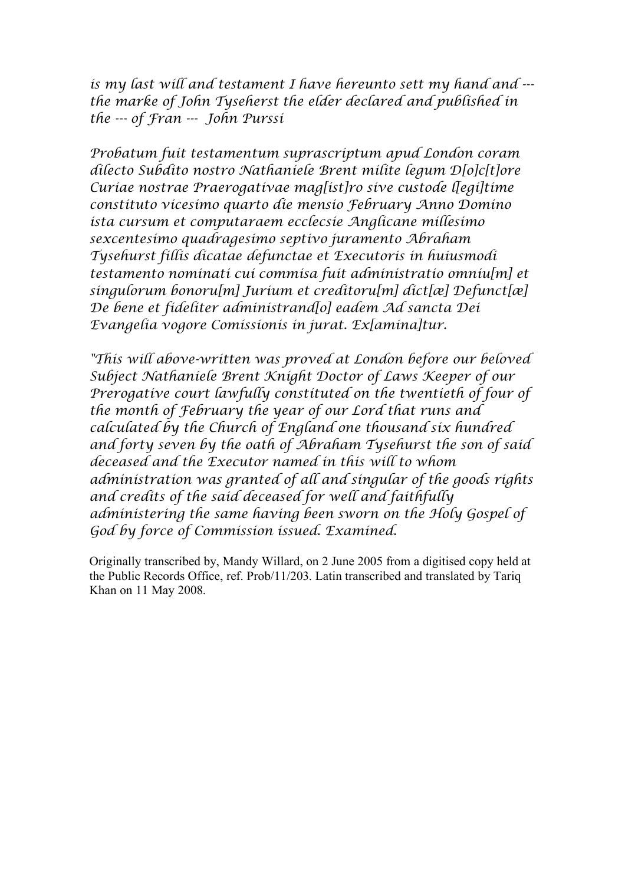*is my last will and testament I have hereunto sett my hand and --- the marke of John Tyseherst the elder declared and published in the --- of Fran --- John Purssi*

*Probatum fuit testamentum suprascriptum apud London coram dilecto Subdito nostro Nathaniele Brent milite legum D[o]c[t]ore Curiae nostrae Praerogativae mag[ist]ro sive custode l[egi]time constituto vicesimo quarto die mensio February Anno Domino ista cursum et computaraem ecclecsie Anglicane millesimo sexcentesimo quadragesimo septivo juramento Abraham Tysehurst fillis dicatae defunctae et Executoris in huiusmodi testamento nominati cui commisa fuit administratio omniu[m] et singulorum bonoru[m] Jurium et creditoru[m] dict[æ] Defunct[æ] De bene et fideliter administrand[o] eadem Ad sancta Dei Evangelia vogore Comissionis in jurat. Ex[amina]tur.*

*"This will above-written was proved at London before our beloved Subject Nathaniele Brent Knight Doctor of Laws Keeper of our Prerogative court lawfully constituted on the twentieth of four of the month of February the year of our Lord that runs and calculated by the Church of England one thousand six hundred and forty seven by the oath of Abraham Tysehurst the son of said deceased and the Executor named in this will to whom administration was granted of all and singular of the goods rights and credits of the said deceased for well and faithfully administering the same having been sworn on the Holy Gospel of God by force of Commission issued. Examined.*

Originally transcribed by, Mandy Willard, on 2 June 2005 from a digitised copy held at the Public Records Office, ref. Prob/11/203. Latin transcribed and translated by Tariq Khan on 11 May 2008.